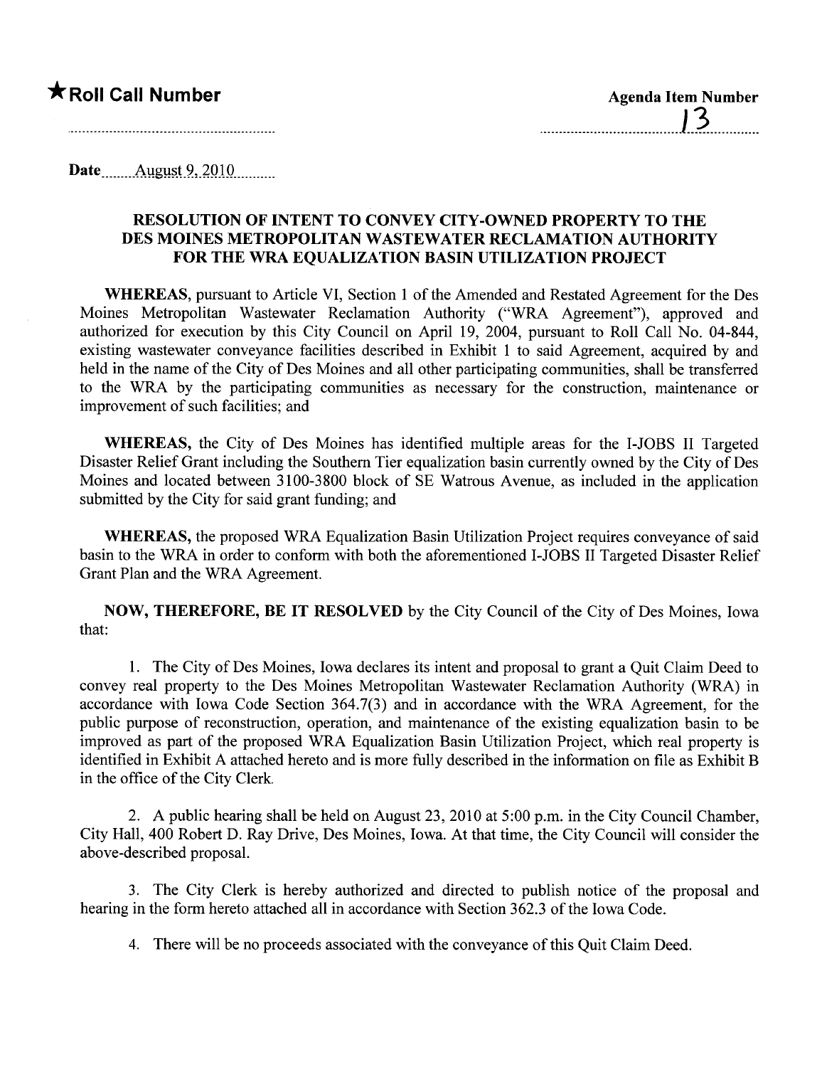**★Roll Call Number**

**Agenda Item Number** 13

**Date** August 9, 2010

**RESOLUTION OF INTENT TO CONVEY CITY-OWNED PROPERTY TO THE DES MOINES METROPOLITAN WASTEWATER RECLAMATION AUTHORITY FOR THE WRA EQUALIZATION BASIN UTILIZATION PROJECT**

**WHEREAS,** pursuant to Article VI, Section 1 of the Amended and Restated Agreement for the Des Moines Metropolitan Wastewater Reclamation Authority ("WRA Agreement"), approved and authorized for execution by this City Council on April 19, 2004, pursuant to Roll Call No. 04-844, existing wastewater conveyance facilities described in Exhibit 1 to said Agreement, acquired by and held in the name of the City of Des Moines and all other participating communities, shall be transferred to the WRA by the participating communities as necessary for the construction, maintenance or improvement of such facilities; and

**WHEREAS,** the City of Des Moines has identified multiple areas for the I-JOBS II Targeted Disaster Relief Grant including the Southern Tier equalization basin currently owned by the City of Des Moines and located between 3100-3800 block of SE Watrous Avenue, as included in the application submitted by the City for said grant funding; and

**WHEREAS,** the proposed WRA Equalization Basin Utilization Project requires conveyance of said basin to the WRA in order to conform with both the aforementioned I-JOBS II Targeted Disaster Relief Grant Plan and the WRA Agreement.

**NOW, THEREFORE, BE IT RESOLVED** by the City Council of the City of Des Moines, Iowa that:

1. The City of Des Moines, Iowa declares its intent and proposal to grant a Quit Claim Deed to convey real property to the Des Moines Metropolitan Wastewater Reclamation Authority (WRA) in accordance with Iowa Code Section 364.7(3) and in accordance with the WRA Agreement, for the public purpose of reconstruction, operation, and maintenance of the existing equalization basin to be improved as part of the proposed WRA Equalization Basin Utilization Project, which real property is identified in Exhibit A attached hereto and is more fully described in the information on file as Exhibit B in the office of the City Clerk.

2. A public hearing shall be held on August 23, 2010 at 5:00 p.m. in the City Council Chamber, City Hall, 400 Robert D. Ray Drive, Des Moines, Iowa. At that time, the City Council will consider the above-described proposal.

3. The City Clerk is hereby authorized and directed to publish notice of the proposal and hearing in the form hereto attached all in accordance with Section 362.3 of the Iowa Code.

4. There will be no proceeds associated with the conveyance of this Quit Claim Deed.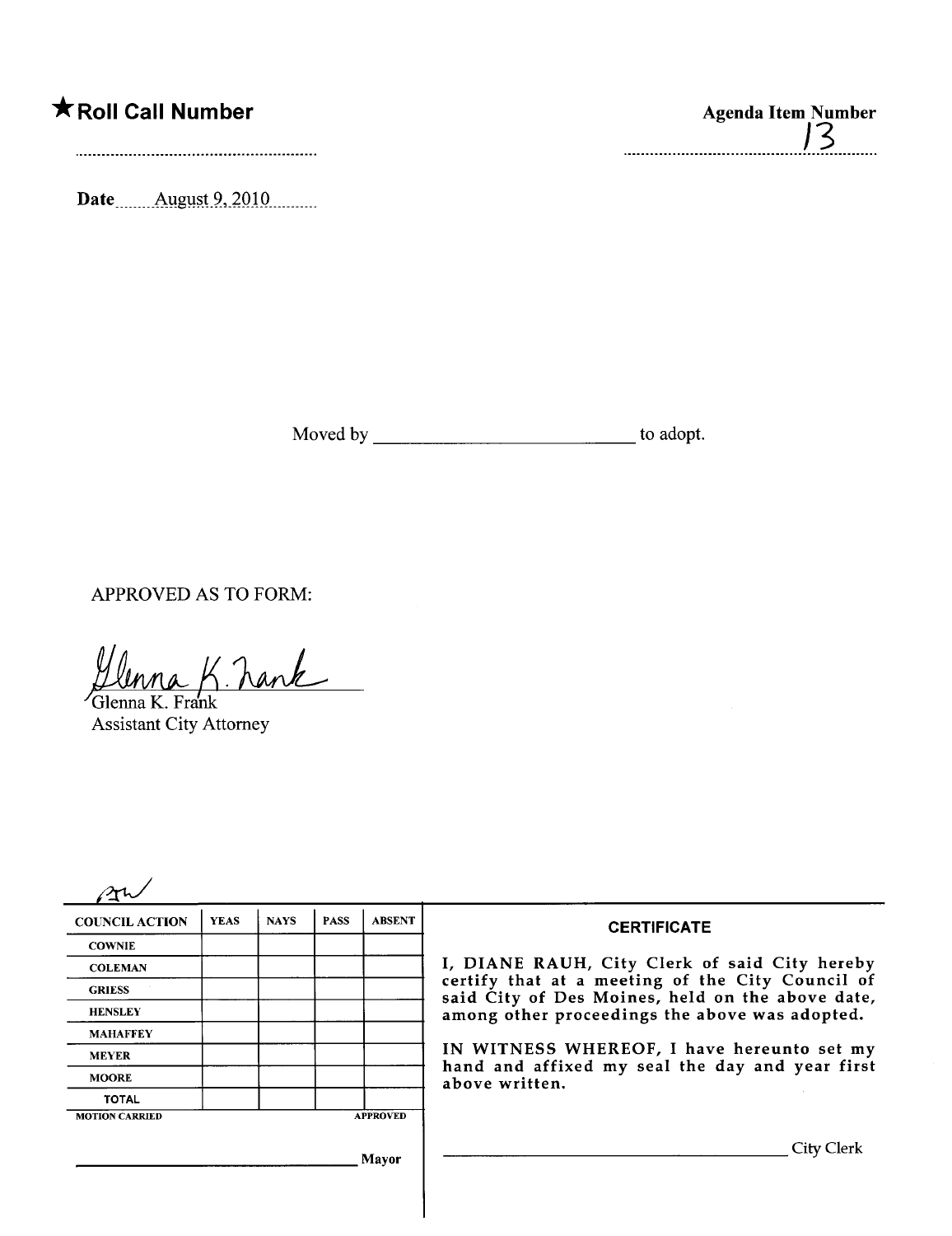★ **Roll Call Number**

**Agenda Item Number**

13

**Date** August 9, 2010

Moved by ______________________ to adopt.

APPROVED AS TO FORM:

Glenna K. Frank
Glenna K. Frank
Assistant City Attorney

| COUNCIL ACTION | YEAS | NAYS | PASS | ABSENT |
|---|---|---|---|---|
| COWNIE | | | | |
| COLEMAN | | | | |
| GRIESS | | | | |
| HENSLEY | | | | |
| MAHAFFEY | | | | |
| MEYER | | | | |
| MOORE | | | | |
| TOTAL | | | | |
| MOTION CARRIED | | | | APPROVED |

______________________ Mayor

**CERTIFICATE**

I, DIANE RAUH, City Clerk of said City hereby certify that at a meeting of the City Council of said City of Des Moines, held on the above date, among other proceedings the above was adopted.

IN WITNESS WHEREOF, I have hereunto set my hand and affixed my seal the day and year first above written.

______________________ City Clerk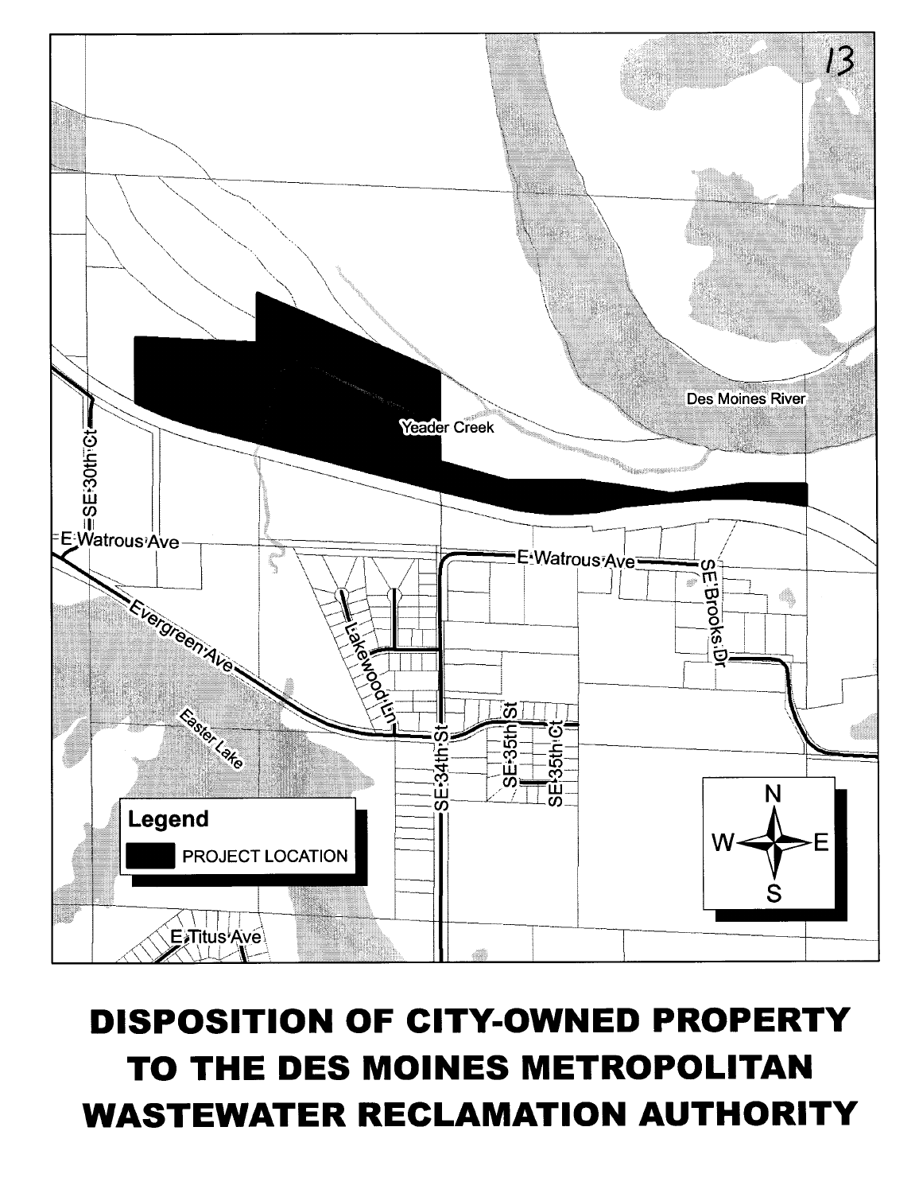13

Des Moines River

Yeader Creek

SE 30th Ct

E Watrous Ave

E Watrous Ave

SE Brooks Dr

Evergreen Ave

Lakewood Ln

SE 34th St

SE 35th St

SE 35th Ct

SE 35th Ct

Easter Lake

E Titus Ave

Legend

PROJECT LOCATION

N

W

E

S

# DISPOSITION OF CITY-OWNED PROPERTY TO THE DES MOINES METROPOLITAN WASTEWATER RECLAMATION AUTHORITY